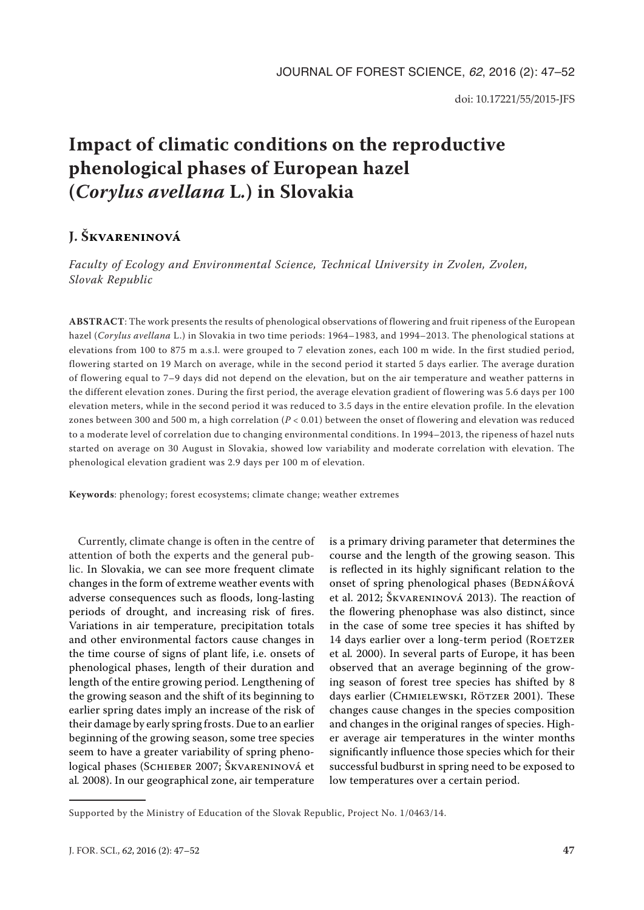doi: 10.17221/55/2015-JFS

# Impact of climatic conditions on the reproductive phenological phases of European hazel (*Corylus avellana* L.) in Slovakia

## J. Škvareninová

*Faculty of Ecology and Environmental Science, Technical University in Zvolen, Zvolen, Slovak Republic*

**ABSTRACT**: The work presents the results of phenological observations of flowering and fruit ripeness of the European hazel (*Corylus avellana* L.) in Slovakia in two time periods: 1964–1983, and 1994–2013. The phenological stations at elevations from 100 to 875 m a.s.l. were grouped to 7 elevation zones, each 100 m wide. In the first studied period, flowering started on 19 March on average, while in the second period it started 5 days earlier. The average duration of flowering equal to 7–9 days did not depend on the elevation, but on the air temperature and weather patterns in the different elevation zones. During the first period, the average elevation gradient of flowering was 5.6 days per 100 elevation meters, while in the second period it was reduced to 3.5 days in the entire elevation profile. In the elevation zones between 300 and 500 m, a high correlation ($P < 0.01$) between the onset of flowering and elevation was reduced to a moderate level of correlation due to changing environmental conditions. In 1994–2013, the ripeness of hazel nuts started on average on 30 August in Slovakia, showed low variability and moderate correlation with elevation. The phenological elevation gradient was 2.9 days per 100 m of elevation.

**Keywords**: phenology; forest ecosystems; climate change; weather extremes

Currently, climate change is often in the centre of attention of both the experts and the general public. In Slovakia, we can see more frequent climate changes in the form of extreme weather events with adverse consequences such as floods, long-lasting periods of drought, and increasing risk of fires. Variations in air temperature, precipitation totals and other environmental factors cause changes in the time course of signs of plant life, i.e. onsets of phenological phases, length of their duration and length of the entire growing period. Lengthening of the growing season and the shift of its beginning to earlier spring dates imply an increase of the risk of their damage by early spring frosts. Due to an earlier beginning of the growing season, some tree species seem to have a greater variability of spring phenological phases (Schieber 2007; Škvareninová et al. 2008). In our geographical zone, air temperature is a primary driving parameter that determines the course and the length of the growing season. This is reflected in its highly significant relation to the onset of spring phenological phases (Bednářová et al. 2012; Škvareninová 2013). The reaction of the flowering phenophase was also distinct, since in the case of some tree species it has shifted by 14 days earlier over a long-term period (Roetzer et al. 2000). In several parts of Europe, it has been observed that an average beginning of the growing season of forest tree species has shifted by 8 days earlier (Chmielewski, Rötzer 2001). These changes cause changes in the species composition and changes in the original ranges of species. Higher average air temperatures in the winter months significantly influence those species which for their successful budburst in spring need to be exposed to low temperatures over a certain period.

Supported by the Ministry of Education of the Slovak Republic, Project No. 1/0463/14.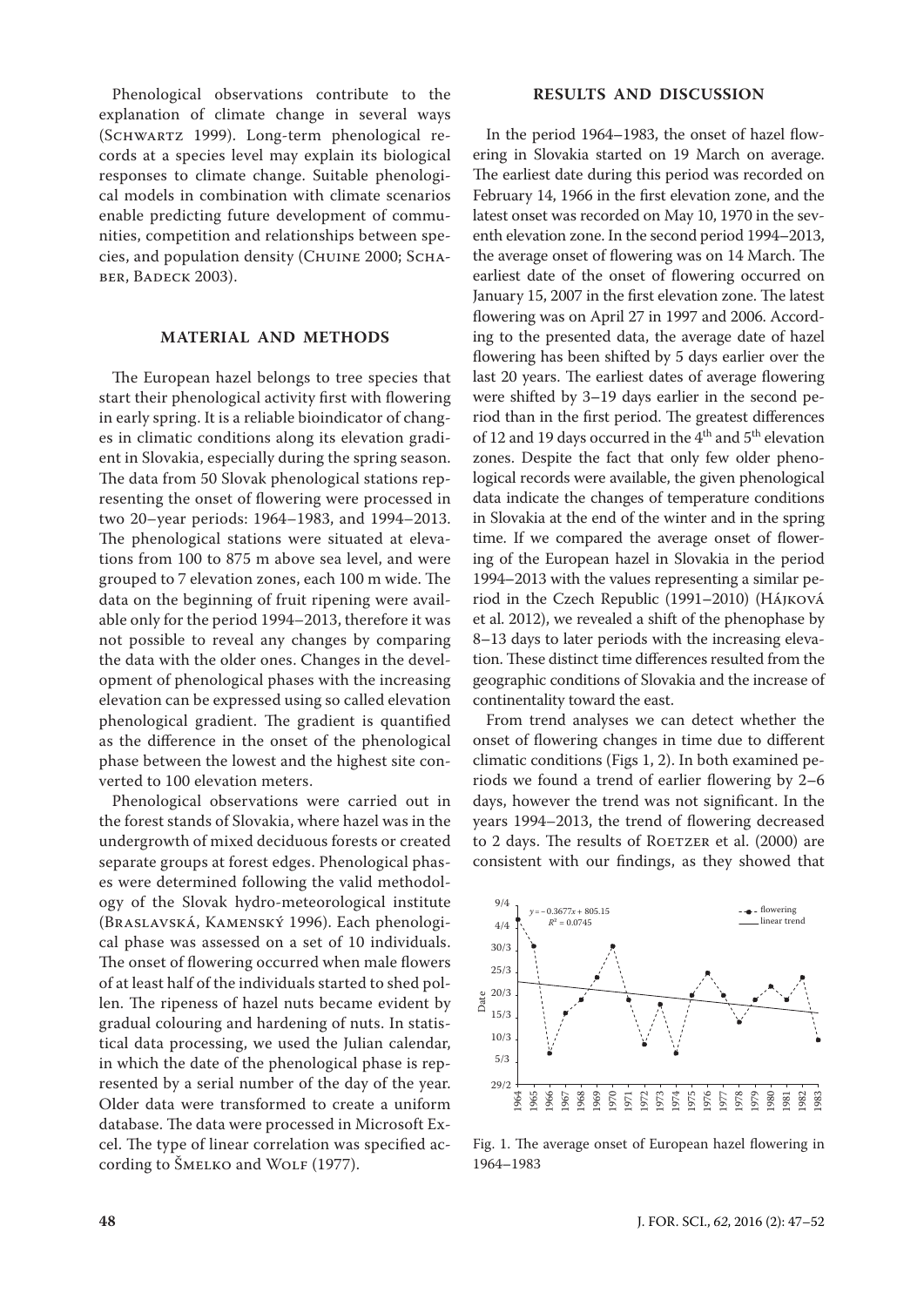Phenological observations contribute to the explanation of climate change in several ways (Schwartz 1999). Long-term phenological records at a species level may explain its biological responses to climate change. Suitable phenological models in combination with climate scenarios enable predicting future development of communities, competition and relationships between species, and population density (Chuine 2000; Schaber, Badeck 2003).

## MATERIAL AND METHODS

The European hazel belongs to tree species that start their phenological activity first with flowering in early spring. It is a reliable bioindicator of changes in climatic conditions along its elevation gradient in Slovakia, especially during the spring season. The data from 50 Slovak phenological stations representing the onset of flowering were processed in two 20–year periods: 1964–1983, and 1994–2013. The phenological stations were situated at elevations from 100 to 875 m above sea level, and were grouped to 7 elevation zones, each 100 m wide. The data on the beginning of fruit ripening were available only for the period 1994–2013, therefore it was not possible to reveal any changes by comparing the data with the older ones. Changes in the development of phenological phases with the increasing elevation can be expressed using so called elevation phenological gradient. The gradient is quantified as the difference in the onset of the phenological phase between the lowest and the highest site converted to 100 elevation meters.

Phenological observations were carried out in the forest stands of Slovakia, where hazel was in the undergrowth of mixed deciduous forests or created separate groups at forest edges. Phenological phases were determined following the valid methodology of the Slovak hydro-meteorological institute (Braslavská, Kamenský 1996). Each phenological phase was assessed on a set of 10 individuals. The onset of flowering occurred when male flowers of at least half of the individuals started to shed pollen. The ripeness of hazel nuts became evident by gradual colouring and hardening of nuts. In statistical data processing, we used the Julian calendar, in which the date of the phenological phase is represented by a serial number of the day of the year. Older data were transformed to create a uniform database. The data were processed in Microsoft Excel. The type of linear correlation was specified according to Šmelko and Wolf (1977).

## RESULTS AND DISCUSSION

In the period 1964–1983, the onset of hazel flowering in Slovakia started on 19 March on average. The earliest date during this period was recorded on February 14, 1966 in the first elevation zone, and the latest onset was recorded on May 10, 1970 in the seventh elevation zone. In the second period 1994–2013, the average onset of flowering was on 14 March. The earliest date of the onset of flowering occurred on January 15, 2007 in the first elevation zone. The latest flowering was on April 27 in 1997 and 2006. According to the presented data, the average date of hazel flowering has been shifted by 5 days earlier over the last 20 years. The earliest dates of average flowering were shifted by 3–19 days earlier in the second period than in the first period. The greatest differences of 12 and 19 days occurred in the 4[th] and 5[th] elevation zones. Despite the fact that only few older phenological records were available, the given phenological data indicate the changes of temperature conditions in Slovakia at the end of the winter and in the spring time. If we compared the average onset of flowering of the European hazel in Slovakia in the period 1994–2013 with the values representing a similar period in the Czech Republic (1991–2010) (Hájková et al. 2012), we revealed a shift of the phenophase by 8–13 days to later periods with the increasing elevation. These distinct time differences resulted from the geographic conditions of Slovakia and the increase of continentality toward the east.

From trend analyses we can detect whether the onset of flowering changes in time due to different climatic conditions (Figs 1, 2). In both examined periods we found a trend of earlier flowering by 2–6 days, however the trend was not significant. In the years 1994–2013, the trend of flowering decreased to 2 days. The results of Roetzer et al. (2000) are consistent with our findings, as they showed that

Fig. 1. The average onset of European hazel flowering in 1964–1983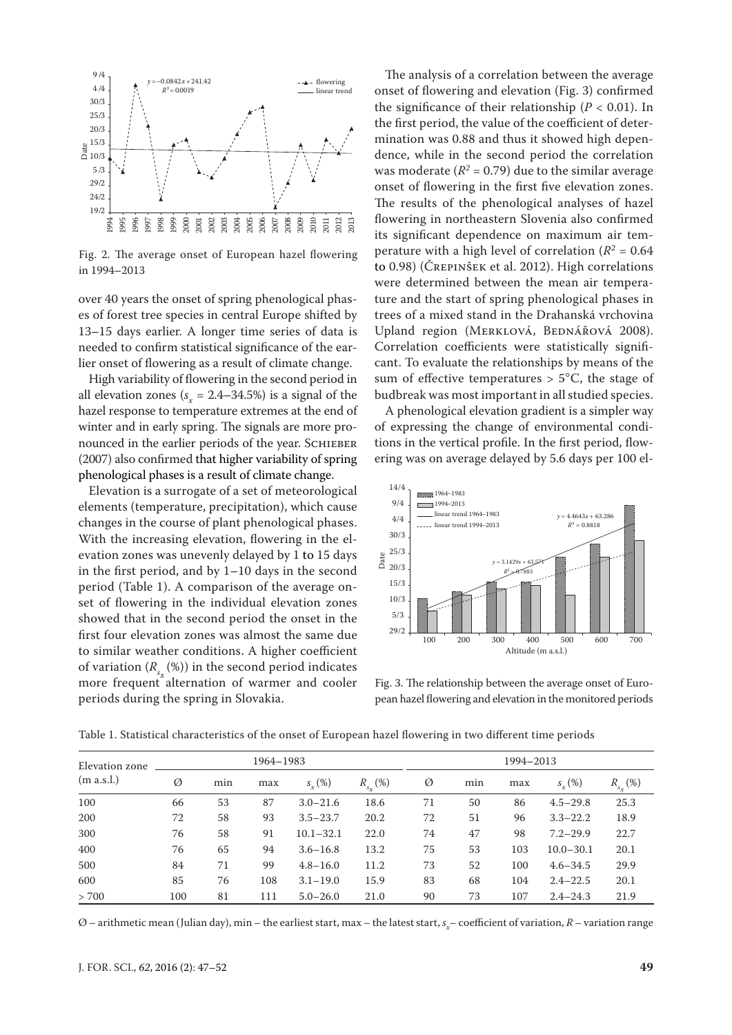Fig. 2. The average onset of European hazel flowering in 1994–2013

over 40 years the onset of spring phenological phases of forest tree species in central Europe shifted by 13–15 days earlier. A longer time series of data is needed to confirm statistical significance of the earlier onset of flowering as a result of climate change.

High variability of flowering in the second period in all elevation zones ($s_x$ = 2.4–34.5%) is a signal of the hazel response to temperature extremes at the end of winter and in early spring. The signals are more pronounced in the earlier periods of the year. Schieber (2007) also confirmed that higher variability of spring phenological phases is a result of climate change.

Elevation is a surrogate of a set of meteorological elements (temperature, precipitation), which cause changes in the course of plant phenological phases. With the increasing elevation, flowering in the elevation zones was unevenly delayed by 1 to 15 days in the first period, and by 1–10 days in the second period (Table 1). A comparison of the average onset of flowering in the individual elevation zones showed that in the second period the onset in the first four elevation zones was almost the same due to similar weather conditions. A higher coefficient of variation ($R_{s_x}$ (%)) in the second period indicates more frequent alternation of warmer and cooler periods during the spring in Slovakia.

The analysis of a correlation between the average onset of flowering and elevation (Fig. 3) confirmed the significance of their relationship ($P < 0.01$). In the first period, the value of the coefficient of determination was 0.88 and thus it showed high dependence, while in the second period the correlation was moderate ($R^2 = 0.79$) due to the similar average onset of flowering in the first five elevation zones. The results of the phenological analyses of hazel flowering in northeastern Slovenia also confirmed its significant dependence on maximum air temperature with a high level of correlation ($R^2 = 0.64$ to 0.98) (Črepinšek et al. 2012). High correlations were determined between the mean air temperature and the start of spring phenological phases in trees of a mixed stand in the Drahanská vrchovina Upland region (Merklová, Bednářová 2008). Correlation coefficients were statistically significant. To evaluate the relationships by means of the sum of effective temperatures > 5°C, the stage of budbreak was most important in all studied species.

A phenological elevation gradient is a simpler way of expressing the change of environmental conditions in the vertical profile. In the first period, flowering was on average delayed by 5.6 days per 100 el-

Fig. 3. The relationship between the average onset of European hazel flowering and elevation in the monitored periods

Table 1. Statistical characteristics of the onset of European hazel flowering in two different time periods

| Elevation zone (m a.s.l.) | 1964–1983 | | | | | 1994–2013 | | | | |
|---|---|---|---|---|---|---|---|---|---|---|
| | Ø | min | max | $s_x$ (%) | $R_{s_x}$ (%) | Ø | min | max | $s_x$ (%) | $R_{s_x}$ (%) |
| 100 | 66 | 53 | 87 | 3.0–21.6 | 18.6 | 71 | 50 | 86 | 4.5–29.8 | 25.3 |
| 200 | 72 | 58 | 93 | 3.5–23.7 | 20.2 | 72 | 51 | 96 | 3.3–22.2 | 18.9 |
| 300 | 76 | 58 | 91 | 10.1–32.1 | 22.0 | 74 | 47 | 98 | 7.2–29.9 | 22.7 |
| 400 | 76 | 65 | 94 | 3.6–16.8 | 13.2 | 75 | 53 | 103 | 10.0–30.1 | 20.1 |
| 500 | 84 | 71 | 99 | 4.8–16.0 | 11.2 | 73 | 52 | 100 | 4.6–34.5 | 29.9 |
| 600 | 85 | 76 | 108 | 3.1–19.0 | 15.9 | 83 | 68 | 104 | 2.4–22.5 | 20.1 |
| > 700 | 100 | 81 | 111 | 5.0–26.0 | 21.0 | 90 | 73 | 107 | 2.4–24.3 | 21.9 |

Ø – arithmetic mean (Julian day), min – the earliest start, max – the latest start, $s_x$ – coefficient of variation, $R$ – variation range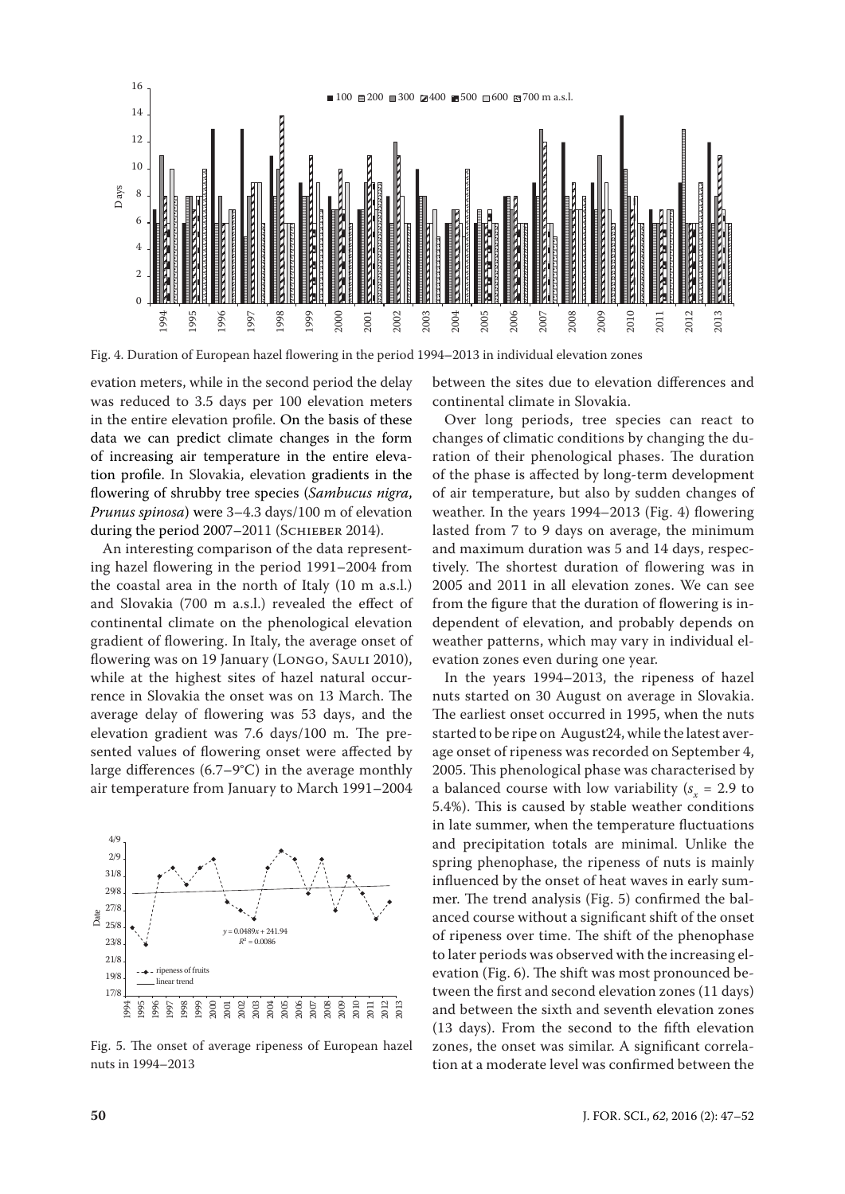Fig. 4. Duration of European hazel flowering in the period 1994–2013 in individual elevation zones

evation meters, while in the second period the delay was reduced to 3.5 days per 100 elevation meters in the entire elevation profile. On the basis of these data we can predict climate changes in the form of increasing air temperature in the entire elevation profile. In Slovakia, elevation gradients in the flowering of shrubby tree species (*Sambucus nigra*, *Prunus spinosa*) were 3–4.3 days/100 m of elevation during the period 2007–2011 (Schieber 2014).

An interesting comparison of the data representing hazel flowering in the period 1991–2004 from the coastal area in the north of Italy (10 m a.s.l.) and Slovakia (700 m a.s.l.) revealed the effect of continental climate on the phenological elevation gradient of flowering. In Italy, the average onset of flowering was on 19 January (Longo, Sauli 2010), while at the highest sites of hazel natural occurrence in Slovakia the onset was on 13 March. The average delay of flowering was 53 days, and the elevation gradient was 7.6 days/100 m. The presented values of flowering onset were affected by large differences (6.7–9°C) in the average monthly air temperature from January to March 1991–2004 between the sites due to elevation differences and continental climate in Slovakia.

Fig. 5. The onset of average ripeness of European hazel nuts in 1994–2013

Over long periods, tree species can react to changes of climatic conditions by changing the duration of their phenological phases. The duration of the phase is affected by long-term development of air temperature, but also by sudden changes of weather. In the years 1994–2013 (Fig. 4) flowering lasted from 7 to 9 days on average, the minimum and maximum duration was 5 and 14 days, respectively. The shortest duration of flowering was in 2005 and 2011 in all elevation zones. We can see from the figure that the duration of flowering is independent of elevation, and probably depends on weather patterns, which may vary in individual elevation zones even during one year.

In the years 1994–2013, the ripeness of hazel nuts started on 30 August on average in Slovakia. The earliest onset occurred in 1995, when the nuts started to be ripe on August24, while the latest average onset of ripeness was recorded on September 4, 2005. This phenological phase was characterised by a balanced course with low variability ($s_x$ = 2.9 to 5.4%). This is caused by stable weather conditions in late summer, when the temperature fluctuations and precipitation totals are minimal. Unlike the spring phenophase, the ripeness of nuts is mainly influenced by the onset of heat waves in early summer. The trend analysis (Fig. 5) confirmed the balanced course without a significant shift of the onset of ripeness over time. The shift of the phenophase to later periods was observed with the increasing elevation (Fig. 6). The shift was most pronounced between the first and second elevation zones (11 days) and between the sixth and seventh elevation zones (13 days). From the second to the fifth elevation zones, the onset was similar. A significant correlation at a moderate level was confirmed between the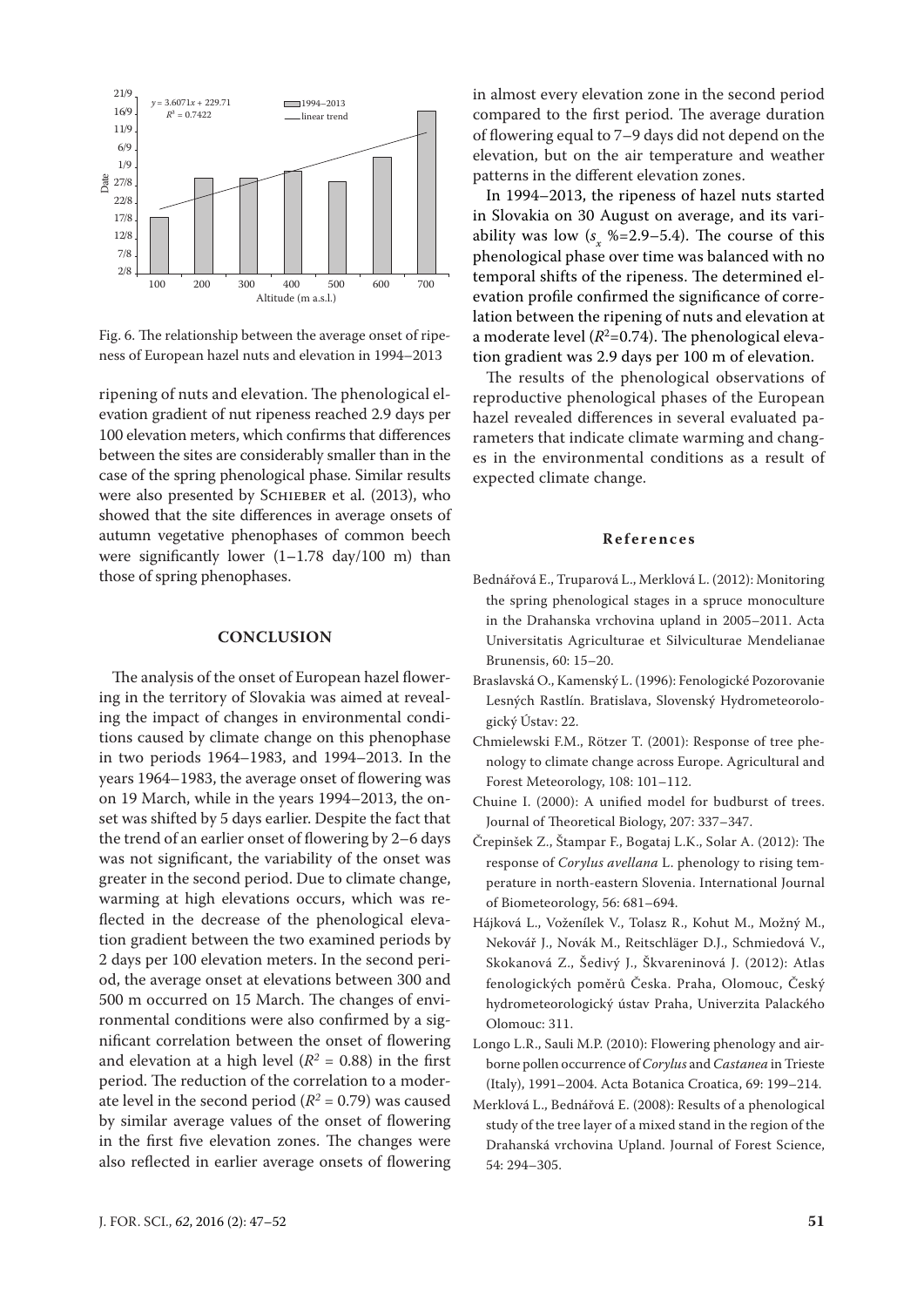Fig. 6. The relationship between the average onset of ripeness of European hazel nuts and elevation in 1994–2013

ripening of nuts and elevation. The phenological elevation gradient of nut ripeness reached 2.9 days per 100 elevation meters, which confirms that differences between the sites are considerably smaller than in the case of the spring phenological phase. Similar results were also presented by Schieber et al. (2013), who showed that the site differences in average onsets of autumn vegetative phenophases of common beech were significantly lower (1–1.78 day/100 m) than those of spring phenophases.

## CONCLUSION

The analysis of the onset of European hazel flowering in the territory of Slovakia was aimed at revealing the impact of changes in environmental conditions caused by climate change on this phenophase in two periods 1964–1983, and 1994–2013. In the years 1964–1983, the average onset of flowering was on 19 March, while in the years 1994–2013, the onset was shifted by 5 days earlier. Despite the fact that the trend of an earlier onset of flowering by 2–6 days was not significant, the variability of the onset was greater in the second period. Due to climate change, warming at high elevations occurs, which was reflected in the decrease of the phenological elevation gradient between the two examined periods by 2 days per 100 elevation meters. In the second period, the average onset at elevations between 300 and 500 m occurred on 15 March. The changes of environmental conditions were also confirmed by a significant correlation between the onset of flowering and elevation at a high level ($R^2$ = 0.88) in the first period. The reduction of the correlation to a moderate level in the second period ($R^2$ = 0.79) was caused by similar average values of the onset of flowering in the first five elevation zones. The changes were also reflected in earlier average onsets of flowering in almost every elevation zone in the second period compared to the first period. The average duration of flowering equal to 7–9 days did not depend on the elevation, but on the air temperature and weather patterns in the different elevation zones.

In 1994–2013, the ripeness of hazel nuts started in Slovakia on 30 August on average, and its variability was low ($s_x$ %=2.9–5.4). The course of this phenological phase over time was balanced with no temporal shifts of the ripeness. The determined elevation profile confirmed the significance of correlation between the ripening of nuts and elevation at a moderate level ($R^2$=0.74). The phenological elevation gradient was 2.9 days per 100 m of elevation.

The results of the phenological observations of reproductive phenological phases of the European hazel revealed differences in several evaluated parameters that indicate climate warming and changes in the environmental conditions as a result of expected climate change.

## References

Bednářová E., Truparová L., Merklová L. (2012): Monitoring the spring phenological stages in a spruce monoculture in the Drahanska vrchovina upland in 2005–2011. Acta Universitatis Agriculturae et Silviculturae Mendelianae Brunensis, 60: 15–20.

Braslavská O., Kamenský L. (1996): Fenologické Pozorovanie Lesných Rastlín. Bratislava, Slovenský Hydrometeorologický Ústav: 22.

Chmielewski F.M., Rötzer T. (2001): Response of tree phenology to climate change across Europe. Agricultural and Forest Meteorology, 108: 101–112.

Chuine I. (2000): A unified model for budburst of trees. Journal of Theoretical Biology, 207: 337–347.

Črepinšek Z., Štampar F., Bogataj L.K., Solar A. (2012): The response of *Corylus avellana* L. phenology to rising temperature in north-eastern Slovenia. International Journal of Biometeorology, 56: 681–694.

Hájková L., Voženílek V., Tolasz R., Kohut M., Možný M., Nekovář J., Novák M., Reitschläger D.J., Schmiedová V., Skokanová Z., Šedivý J., Škvareninová J. (2012): Atlas fenologických poměrů Česka. Praha, Olomouc, Český hydrometeorologický ústav Praha, Univerzita Palackého Olomouc: 311.

Longo L.R., Sauli M.P. (2010): Flowering phenology and airborne pollen occurrence of *Corylus* and *Castanea* in Trieste (Italy), 1991–2004. Acta Botanica Croatica, 69: 199–214.

Merklová L., Bednářová E. (2008): Results of a phenological study of the tree layer of a mixed stand in the region of the Drahanská vrchovina Upland. Journal of Forest Science, 54: 294–305.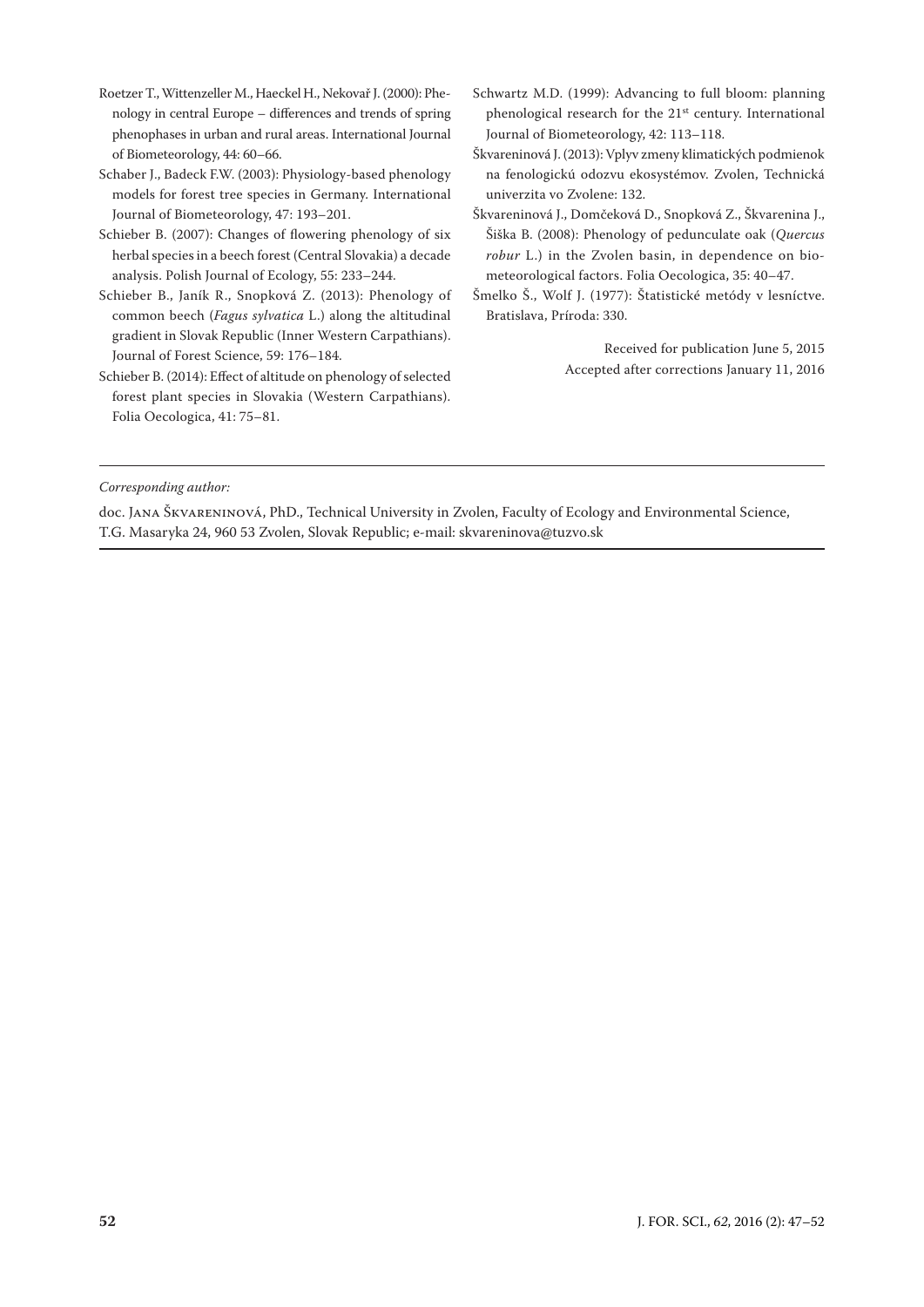Roetzer T., Wittenzeller M., Haeckel H., Nekovař J. (2000): Phenology in central Europe – differences and trends of spring phenophases in urban and rural areas. International Journal of Biometeorology, 44: 60–66.

Schaber J., Badeck F.W. (2003): Physiology-based phenology models for forest tree species in Germany. International Journal of Biometeorology, 47: 193–201.

Schieber B. (2007): Changes of flowering phenology of six herbal species in a beech forest (Central Slovakia) a decade analysis. Polish Journal of Ecology, 55: 233–244.

Schieber B., Janík R., Snopková Z. (2013): Phenology of common beech (*Fagus sylvatica* L.) along the altitudinal gradient in Slovak Republic (Inner Western Carpathians). Journal of Forest Science, 59: 176–184.

Schieber B. (2014): Effect of altitude on phenology of selected forest plant species in Slovakia (Western Carpathians). Folia Oecologica, 41: 75–81.

Schwartz M.D. (1999): Advancing to full bloom: planning phenological research for the 21st century. International Journal of Biometeorology, 42: 113–118.

Škvareninová J. (2013): Vplyv zmeny klimatických podmienok na fenologickú odozvu ekosystémov. Zvolen, Technická univerzita vo Zvolene: 132.

Škvareninová J., Domčeková D., Snopková Z., Škvarenina J., Šiška B. (2008): Phenology of pedunculate oak (*Quercus robur* L.) in the Zvolen basin, in dependence on bio-meteorological factors. Folia Oecologica, 35: 40–47.

Šmelko Š., Wolf J. (1977): Štatistické metódy v lesníctve. Bratislava, Príroda: 330.

Received for publication June 5, 2015
Accepted after corrections January 11, 2016

*Corresponding author:*

doc. Jana Škvareninová, PhD., Technical University in Zvolen, Faculty of Ecology and Environmental Science, T.G. Masaryka 24, 960 53 Zvolen, Slovak Republic; e-mail: skvareninova@tuzvo.sk